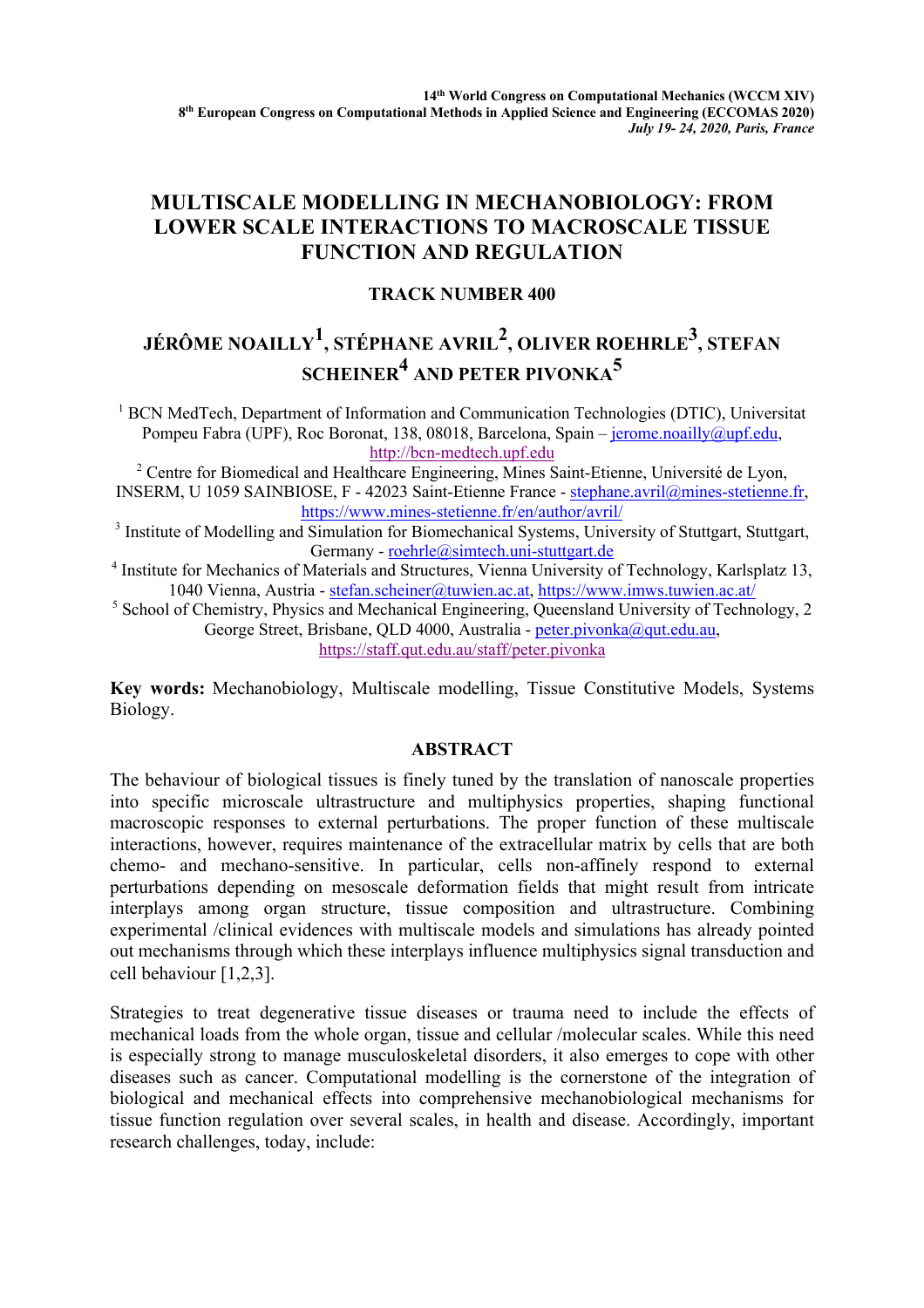14th World Congress on Computational Mechanics (WCCM XIV)
8th European Congress on Computational Methods in Applied Science and Engineering (ECCOMAS 2020)
*July 19- 24, 2020, Paris, France*

# MULTISCALE MODELLING IN MECHANOBIOLOGY: FROM LOWER SCALE INTERACTIONS TO MACROSCALE TISSUE FUNCTION AND REGULATION

## TRACK NUMBER 400

## JÉRÔME NOAILLY[1], STÉPHANE AVRIL[2], OLIVER ROEHRLE[3], STEFAN SCHEINER[4] AND PETER PIVONKA[5]

[1] BCN MedTech, Department of Information and Communication Technologies (DTIC), Universitat Pompeu Fabra (UPF), Roc Boronat, 138, 08018, Barcelona, Spain – jerome.noailly@upf.edu, http://bcn-medtech.upf.edu

[2] Centre for Biomedical and Healthcare Engineering, Mines Saint-Etienne, Université de Lyon, INSERM, U 1059 SAINBIOSE, F - 42023 Saint-Etienne France - stephane.avril@mines-stetienne.fr, https://www.mines-stetienne.fr/en/author/avril/

[3] Institute of Modelling and Simulation for Biomechanical Systems, University of Stuttgart, Stuttgart, Germany - roehrle@simtech.uni-stuttgart.de

[4] Institute for Mechanics of Materials and Structures, Vienna University of Technology, Karlsplatz 13, 1040 Vienna, Austria - stefan.scheiner@tuwien.ac.at, https://www.imws.tuwien.ac.at/

[5] School of Chemistry, Physics and Mechanical Engineering, Queensland University of Technology, 2 George Street, Brisbane, QLD 4000, Australia - peter.pivonka@qut.edu.au, https://staff.qut.edu.au/staff/peter.pivonka

**Key words:** Mechanobiology, Multiscale modelling, Tissue Constitutive Models, Systems Biology.

## ABSTRACT

The behaviour of biological tissues is finely tuned by the translation of nanoscale properties into specific microscale ultrastructure and multiphysics properties, shaping functional macroscopic responses to external perturbations. The proper function of these multiscale interactions, however, requires maintenance of the extracellular matrix by cells that are both chemo- and mechano-sensitive. In particular, cells non-affinely respond to external perturbations depending on mesoscale deformation fields that might result from intricate interplays among organ structure, tissue composition and ultrastructure. Combining experimental /clinical evidences with multiscale models and simulations has already pointed out mechanisms through which these interplays influence multiphysics signal transduction and cell behaviour [1,2,3].

Strategies to treat degenerative tissue diseases or trauma need to include the effects of mechanical loads from the whole organ, tissue and cellular /molecular scales. While this need is especially strong to manage musculoskeletal disorders, it also emerges to cope with other diseases such as cancer. Computational modelling is the cornerstone of the integration of biological and mechanical effects into comprehensive mechanobiological mechanisms for tissue function regulation over several scales, in health and disease. Accordingly, important research challenges, today, include: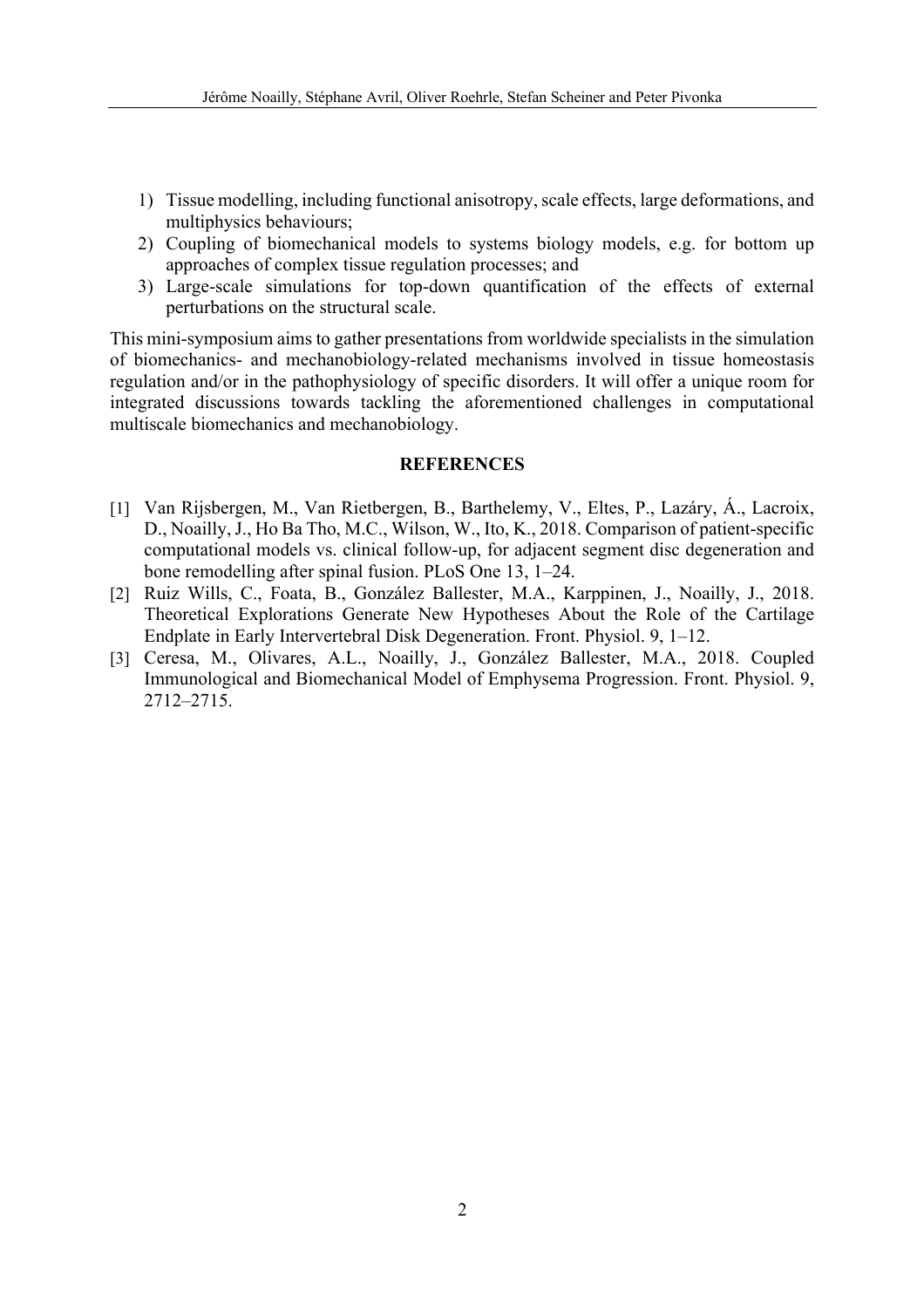1) Tissue modelling, including functional anisotropy, scale effects, large deformations, and multiphysics behaviours;
2) Coupling of biomechanical models to systems biology models, e.g. for bottom up approaches of complex tissue regulation processes; and
3) Large-scale simulations for top-down quantification of the effects of external perturbations on the structural scale.

This mini-symposium aims to gather presentations from worldwide specialists in the simulation of biomechanics- and mechanobiology-related mechanisms involved in tissue homeostasis regulation and/or in the pathophysiology of specific disorders. It will offer a unique room for integrated discussions towards tackling the aforementioned challenges in computational multiscale biomechanics and mechanobiology.

## REFERENCES

[1] Van Rijsbergen, M., Van Rietbergen, B., Barthelemy, V., Eltes, P., Lazáry, Á., Lacroix, D., Noailly, J., Ho Ba Tho, M.C., Wilson, W., Ito, K., 2018. Comparison of patient-specific computational models vs. clinical follow-up, for adjacent segment disc degeneration and bone remodelling after spinal fusion. PLoS One 13, 1–24.

[2] Ruiz Wills, C., Foata, B., González Ballester, M.A., Karppinen, J., Noailly, J., 2018. Theoretical Explorations Generate New Hypotheses About the Role of the Cartilage Endplate in Early Intervertebral Disk Degeneration. Front. Physiol. 9, 1–12.

[3] Ceresa, M., Olivares, A.L., Noailly, J., González Ballester, M.A., 2018. Coupled Immunological and Biomechanical Model of Emphysema Progression. Front. Physiol. 9, 2712–2715.